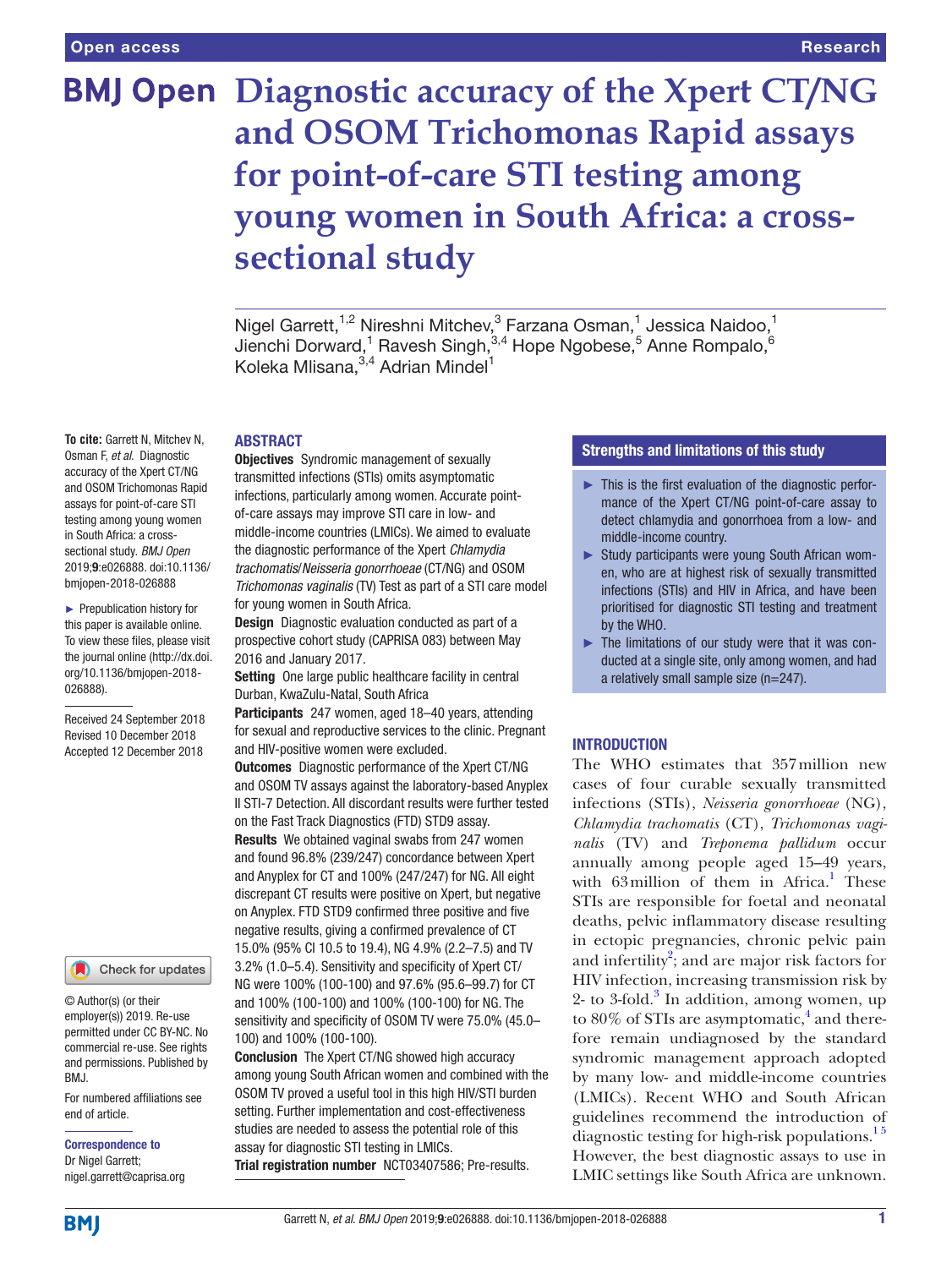Open access

Research

# Diagnostic accuracy of the Xpert CT/NG and OSOM Trichomonas Rapid assays for point-of-care STI testing among young women in South Africa: a cross-sectional study

Nigel Garrett,[1,2] Nireshni Mitchev,[3] Farzana Osman,[1] Jessica Naidoo,[1] Jienchi Dorward,[1] Ravesh Singh,[3,4] Hope Ngobese,[5] Anne Rompalo,[6] Koleka Mlisana,[3,4] Adrian Mindel[1]

**To cite:** Garrett N, Mitchev N, Osman F, *et al*. Diagnostic accuracy of the Xpert CT/NG and OSOM Trichomonas Rapid assays for point-of-care STI testing among young women in South Africa: a cross-sectional study. *BMJ Open* 2019;**9**:e026888. doi:10.1136/bmjopen-2018-026888

► Prepublication history for this paper is available online. To view these files, please visit the journal online (http://dx.doi.org/10.1136/bmjopen-2018-026888).

Received 24 September 2018
Revised 10 December 2018
Accepted 12 December 2018

© Author(s) (or their employer(s)) 2019. Re-use permitted under CC BY-NC. No commercial re-use. See rights and permissions. Published by BMJ.

For numbered affiliations see end of article.

**Correspondence to**
Dr Nigel Garrett;
nigel.garrett@caprisa.org

## ABSTRACT

**Objectives** Syndromic management of sexually transmitted infections (STIs) omits asymptomatic infections, particularly among women. Accurate point-of-care assays may improve STI care in low- and middle-income countries (LMICs). We aimed to evaluate the diagnostic performance of the Xpert *Chlamydia trachomatis*/*Neisseria gonorrhoeae* (CT/NG) and OSOM *Trichomonas vaginalis* (TV) Test as part of a STI care model for young women in South Africa.

**Design** Diagnostic evaluation conducted as part of a prospective cohort study (CAPRISA 083) between May 2016 and January 2017.

**Setting** One large public healthcare facility in central Durban, KwaZulu-Natal, South Africa

**Participants** 247 women, aged 18–40 years, attending for sexual and reproductive services to the clinic. Pregnant and HIV-positive women were excluded.

**Outcomes** Diagnostic performance of the Xpert CT/NG and OSOM TV assays against the laboratory-based Anyplex II STI-7 Detection. All discordant results were further tested on the Fast Track Diagnostics (FTD) STD9 assay.

**Results** We obtained vaginal swabs from 247 women and found 96.8% (239/247) concordance between Xpert and Anyplex for CT and 100% (247/247) for NG. All eight discrepant CT results were positive on Xpert, but negative on Anyplex. FTD STD9 confirmed three positive and five negative results, giving a confirmed prevalence of CT 15.0% (95% CI 10.5 to 19.4), NG 4.9% (2.2–7.5) and TV 3.2% (1.0–5.4). Sensitivity and specificity of Xpert CT/NG were 100% (100-100) and 97.6% (95.6–99.7) for CT and 100% (100-100) and 100% (100-100) for NG. The sensitivity and specificity of OSOM TV were 75.0% (45.0–100) and 100% (100-100).

**Conclusion** The Xpert CT/NG showed high accuracy among young South African women and combined with the OSOM TV proved a useful tool in this high HIV/STI burden setting. Further implementation and cost-effectiveness studies are needed to assess the potential role of this assay for diagnostic STI testing in LMICs.

**Trial registration number** NCT03407586; Pre-results.

## Strengths and limitations of this study

- ► This is the first evaluation of the diagnostic performance of the Xpert CT/NG point-of-care assay to detect chlamydia and gonorrhoea from a low- and middle-income country.
- ► Study participants were young South African women, who are at highest risk of sexually transmitted infections (STIs) and HIV in Africa, and have been prioritised for diagnostic STI testing and treatment by the WHO.
- ► The limitations of our study were that it was conducted at a single site, only among women, and had a relatively small sample size (n=247).

## INTRODUCTION

The WHO estimates that 357 million new cases of four curable sexually transmitted infections (STIs), *Neisseria gonorrhoeae* (NG), *Chlamydia trachomatis* (CT), *Trichomonas vaginalis* (TV) and *Treponema pallidum* occur annually among people aged 15–49 years, with 63 million of them in Africa.[1] These STIs are responsible for foetal and neonatal deaths, pelvic inflammatory disease resulting in ectopic pregnancies, chronic pelvic pain and infertility[2]; and are major risk factors for HIV infection, increasing transmission risk by 2- to 3-fold.[3] In addition, among women, up to 80% of STIs are asymptomatic,[4] and therefore remain undiagnosed by the standard syndromic management approach adopted by many low- and middle-income countries (LMICs). Recent WHO and South African guidelines recommend the introduction of diagnostic testing for high-risk populations.[1,5] However, the best diagnostic assays to use in LMIC settings like South Africa are unknown.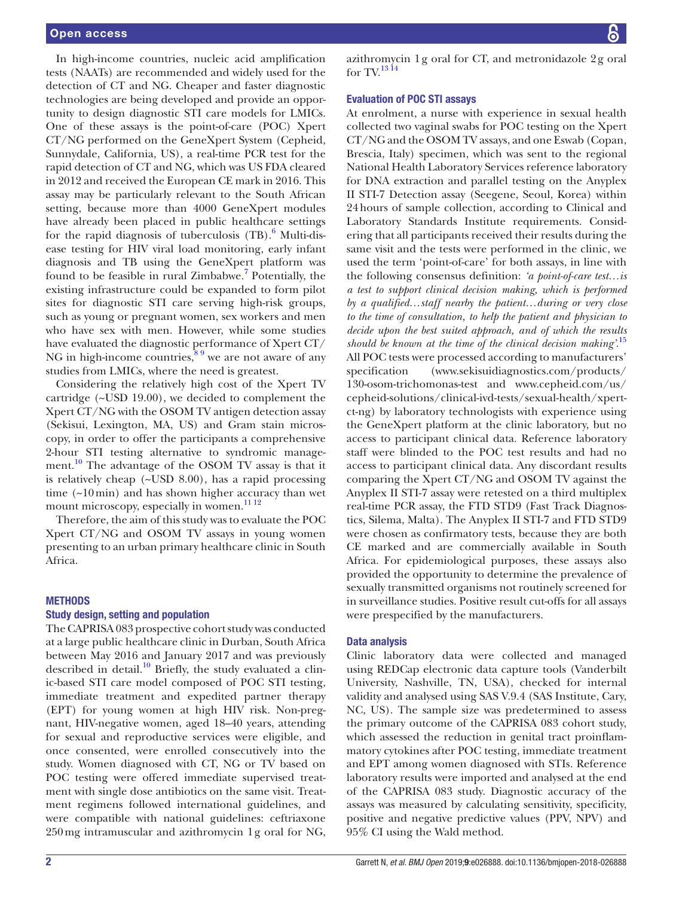In high-income countries, nucleic acid amplification tests (NAATs) are recommended and widely used for the detection of CT and NG. Cheaper and faster diagnostic technologies are being developed and provide an opportunity to design diagnostic STI care models for LMICs. One of these assays is the point-of-care (POC) Xpert CT/NG performed on the GeneXpert System (Cepheid, Sunnydale, California, US), a real-time PCR test for the rapid detection of CT and NG, which was US FDA cleared in 2012 and received the European CE mark in 2016. This assay may be particularly relevant to the South African setting, because more than 4000 GeneXpert modules have already been placed in public healthcare settings for the rapid diagnosis of tuberculosis (TB).[6] Multi-disease testing for HIV viral load monitoring, early infant diagnosis and TB using the GeneXpert platform was found to be feasible in rural Zimbabwe.[7] Potentially, the existing infrastructure could be expanded to form pilot sites for diagnostic STI care serving high-risk groups, such as young or pregnant women, sex workers and men who have sex with men. However, while some studies have evaluated the diagnostic performance of Xpert CT/NG in high-income countries,[8 9] we are not aware of any studies from LMICs, where the need is greatest.

Considering the relatively high cost of the Xpert TV cartridge (~USD 19.00), we decided to complement the Xpert CT/NG with the OSOM TV antigen detection assay (Sekisui, Lexington, MA, US) and Gram stain microscopy, in order to offer the participants a comprehensive 2-hour STI testing alternative to syndromic management.[10] The advantage of the OSOM TV assay is that it is relatively cheap (~USD 8.00), has a rapid processing time (~10 min) and has shown higher accuracy than wet mount microscopy, especially in women.[11 12]

Therefore, the aim of this study was to evaluate the POC Xpert CT/NG and OSOM TV assays in young women presenting to an urban primary healthcare clinic in South Africa.

## METHODS

### Study design, setting and population

The CAPRISA 083 prospective cohort study was conducted at a large public healthcare clinic in Durban, South Africa between May 2016 and January 2017 and was previously described in detail.[10] Briefly, the study evaluated a clinic-based STI care model composed of POC STI testing, immediate treatment and expedited partner therapy (EPT) for young women at high HIV risk. Non-pregnant, HIV-negative women, aged 18–40 years, attending for sexual and reproductive services were eligible, and once consented, were enrolled consecutively into the study. Women diagnosed with CT, NG or TV based on POC testing were offered immediate supervised treatment with single dose antibiotics on the same visit. Treatment regimens followed international guidelines, and were compatible with national guidelines: ceftriaxone 250 mg intramuscular and azithromycin 1 g oral for NG, azithromycin 1 g oral for CT, and metronidazole 2 g oral for TV.[13 14]

### Evaluation of POC STI assays

At enrolment, a nurse with experience in sexual health collected two vaginal swabs for POC testing on the Xpert CT/NG and the OSOM TV assays, and one Eswab (Copan, Brescia, Italy) specimen, which was sent to the regional National Health Laboratory Services reference laboratory for DNA extraction and parallel testing on the Anyplex II STI-7 Detection assay (Seegene, Seoul, Korea) within 24 hours of sample collection, according to Clinical and Laboratory Standards Institute requirements. Considering that all participants received their results during the same visit and the tests were performed in the clinic, we used the term 'point-of-care' for both assays, in line with the following consensus definition: *'a point-of-care test…is a test to support clinical decision making, which is performed by a qualified…staff nearby the patient…during or very close to the time of consultation, to help the patient and physician to decide upon the best suited approach, and of which the results should be known at the time of the clinical decision making'.*[15] All POC tests were processed according to manufacturers' specification (www.sekisuidiagnostics.com/products/130-osom-trichomonas-test and www.cepheid.com/us/cepheid-solutions/clinical-ivd-tests/sexual-health/xpert-ct-ng) by laboratory technologists with experience using the GeneXpert platform at the clinic laboratory, but no access to participant clinical data. Reference laboratory staff were blinded to the POC test results and had no access to participant clinical data. Any discordant results comparing the Xpert CT/NG and OSOM TV against the Anyplex II STI-7 assay were retested on a third multiplex real-time PCR assay, the FTD STD9 (Fast Track Diagnostics, Silema, Malta). The Anyplex II STI-7 and FTD STD9 were chosen as confirmatory tests, because they are both CE marked and are commercially available in South Africa. For epidemiological purposes, these assays also provided the opportunity to determine the prevalence of sexually transmitted organisms not routinely screened for in surveillance studies. Positive result cut-offs for all assays were prespecified by the manufacturers.

### Data analysis

Clinic laboratory data were collected and managed using REDCap electronic data capture tools (Vanderbilt University, Nashville, TN, USA), checked for internal validity and analysed using SAS V.9.4 (SAS Institute, Cary, NC, US). The sample size was predetermined to assess the primary outcome of the CAPRISA 083 cohort study, which assessed the reduction in genital tract proinflammatory cytokines after POC testing, immediate treatment and EPT among women diagnosed with STIs. Reference laboratory results were imported and analysed at the end of the CAPRISA 083 study. Diagnostic accuracy of the assays was measured by calculating sensitivity, specificity, positive and negative predictive values (PPV, NPV) and 95% CI using the Wald method.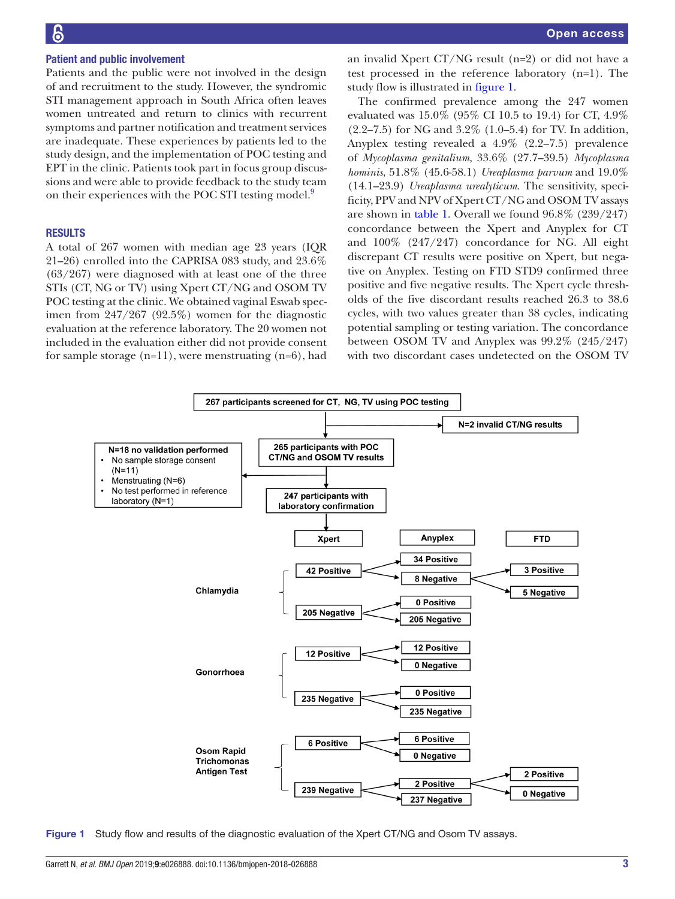## Patient and public involvement

Patients and the public were not involved in the design of and recruitment to the study. However, the syndromic STI management approach in South Africa often leaves women untreated and return to clinics with recurrent symptoms and partner notification and treatment services are inadequate. These experiences by patients led to the study design, and the implementation of POC testing and EPT in the clinic. Patients took part in focus group discussions and were able to provide feedback to the study team on their experiences with the POC STI testing model.[9]

## RESULTS

A total of 267 women with median age 23 years (IQR 21–26) enrolled into the CAPRISA 083 study, and 23.6% (63/267) were diagnosed with at least one of the three STIs (CT, NG or TV) using Xpert CT/NG and OSOM TV POC testing at the clinic. We obtained vaginal Eswab specimen from 247/267 (92.5%) women for the diagnostic evaluation at the reference laboratory. The 20 women not included in the evaluation either did not provide consent for sample storage (n=11), were menstruating (n=6), had an invalid Xpert CT/NG result (n=2) or did not have a test processed in the reference laboratory (n=1). The study flow is illustrated in figure 1.

The confirmed prevalence among the 247 women evaluated was 15.0% (95% CI 10.5 to 19.4) for CT, 4.9% (2.2–7.5) for NG and 3.2% (1.0–5.4) for TV. In addition, Anyplex testing revealed a 4.9% (2.2–7.5) prevalence of *Mycoplasma genitalium*, 33.6% (27.7–39.5) *Mycoplasma hominis*, 51.8% (45.6-58.1) *Ureaplasma parvum* and 19.0% (14.1–23.9) *Ureaplasma urealyticum*. The sensitivity, specificity, PPV and NPV of Xpert CT/NG and OSOM TV assays are shown in table 1. Overall we found 96.8% (239/247) concordance between the Xpert and Anyplex for CT and 100% (247/247) concordance for NG. All eight discrepant CT results were positive on Xpert, but negative on Anyplex. Testing on FTD STD9 confirmed three positive and five negative results. The Xpert cycle thresholds of the five discordant results reached 26.3 to 38.6 cycles, with two values greater than 38 cycles, indicating potential sampling or testing variation. The concordance between OSOM TV and Anyplex was 99.2% (245/247) with two discordant cases undetected on the OSOM TV

267 participants screened for CT, NG, TV using POC testing
→ N=2 invalid CT/NG results
265 participants with POC CT/NG and OSOM TV results
→ N=18 no validation performed
- No sample storage consent (N=11)
- Menstruating (N=6)
- No test performed in reference laboratory (N=1)

247 participants with laboratory confirmation

| | Xpert | Anyplex | FTD |
|---|---|---|---|
| Chlamydia | 42 Positive | 34 Positive | |
| | | 8 Negative | 3 Positive; 5 Negative |
| | 205 Negative | 0 Positive | |
| | | 205 Negative | |
| Gonorrhoea | 12 Positive | 12 Positive | |
| | | 0 Negative | |
| | 235 Negative | 0 Positive | |
| | | 235 Negative | |
| Osom Rapid Trichomonas Antigen Test | 6 Positive | 6 Positive | |
| | | 0 Negative | |
| | 239 Negative | 2 Positive | 2 Positive; 0 Negative |
| | | 237 Negative | |

Figure 1 Study flow and results of the diagnostic evaluation of the Xpert CT/NG and Osom TV assays.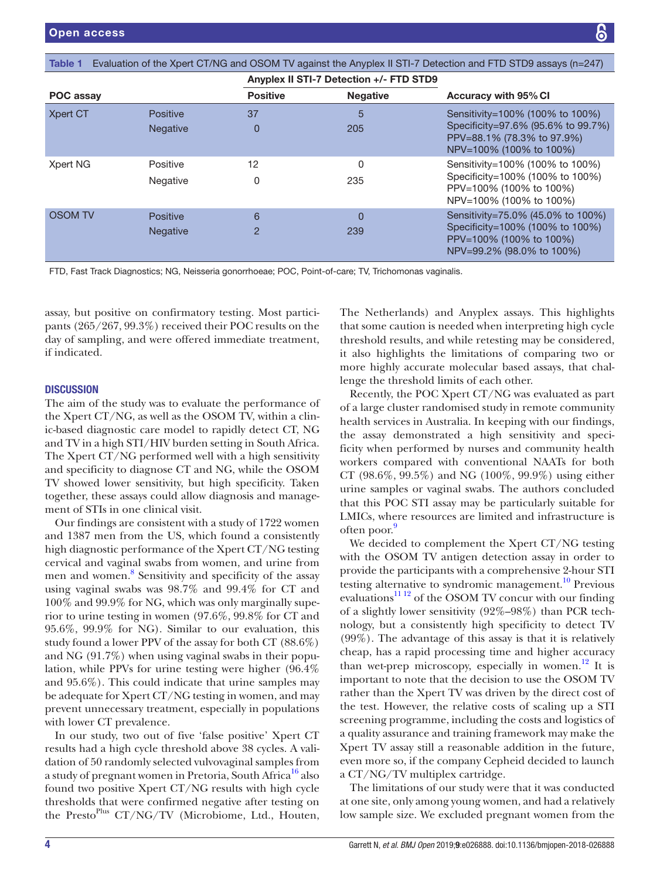**Table 1** Evaluation of the Xpert CT/NG and OSOM TV against the Anyplex II STI-7 Detection and FTD STD9 assays (n=247)

| | | Anyplex II STI-7 Detection +/- FTD STD9 | | |
|---|---|---|---|---|
| **POC assay** | | **Positive** | **Negative** | **Accuracy with 95% CI** |
| Xpert CT | Positive | 37 | 5 | Sensitivity=100% (100% to 100%) Specificity=97.6% (95.6% to 99.7%) PPV=88.1% (78.3% to 97.9%) NPV=100% (100% to 100%) |
| | Negative | 0 | 205 | |
| Xpert NG | Positive | 12 | 0 | Sensitivity=100% (100% to 100%) Specificity=100% (100% to 100%) PPV=100% (100% to 100%) NPV=100% (100% to 100%) |
| | Negative | 0 | 235 | |
| OSOM TV | Positive | 6 | 0 | Sensitivity=75.0% (45.0% to 100%) Specificity=100% (100% to 100%) PPV=100% (100% to 100%) NPV=99.2% (98.0% to 100%) |
| | Negative | 2 | 239 | |

FTD, Fast Track Diagnostics; NG, Neisseria gonorrhoeae; POC, Point-of-care; TV, Trichomonas vaginalis.

assay, but positive on confirmatory testing. Most participants (265/267, 99.3%) received their POC results on the day of sampling, and were offered immediate treatment, if indicated.

## DISCUSSION

The aim of the study was to evaluate the performance of the Xpert CT/NG, as well as the OSOM TV, within a clinic-based diagnostic care model to rapidly detect CT, NG and TV in a high STI/HIV burden setting in South Africa. The Xpert CT/NG performed well with a high sensitivity and specificity to diagnose CT and NG, while the OSOM TV showed lower sensitivity, but high specificity. Taken together, these assays could allow diagnosis and management of STIs in one clinical visit.

Our findings are consistent with a study of 1722 women and 1387 men from the US, which found a consistently high diagnostic performance of the Xpert CT/NG testing cervical and vaginal swabs from women, and urine from men and women.[8] Sensitivity and specificity of the assay using vaginal swabs was 98.7% and 99.4% for CT and 100% and 99.9% for NG, which was only marginally superior to urine testing in women (97.6%, 99.8% for CT and 95.6%, 99.9% for NG). Similar to our evaluation, this study found a lower PPV of the assay for both CT (88.6%) and NG (91.7%) when using vaginal swabs in their population, while PPVs for urine testing were higher (96.4% and 95.6%). This could indicate that urine samples may be adequate for Xpert CT/NG testing in women, and may prevent unnecessary treatment, especially in populations with lower CT prevalence.

In our study, two out of five 'false positive' Xpert CT results had a high cycle threshold above 38 cycles. A validation of 50 randomly selected vulvovaginal samples from a study of pregnant women in Pretoria, South Africa[16] also found two positive Xpert CT/NG results with high cycle thresholds that were confirmed negative after testing on the Presto$^{Plus}$ CT/NG/TV (Microbiome, Ltd., Houten, The Netherlands) and Anyplex assays. This highlights that some caution is needed when interpreting high cycle threshold results, and while retesting may be considered, it also highlights the limitations of comparing two or more highly accurate molecular based assays, that challenge the threshold limits of each other.

Recently, the POC Xpert CT/NG was evaluated as part of a large cluster randomised study in remote community health services in Australia. In keeping with our findings, the assay demonstrated a high sensitivity and specificity when performed by nurses and community health workers compared with conventional NAATs for both CT (98.6%, 99.5%) and NG (100%, 99.9%) using either urine samples or vaginal swabs. The authors concluded that this POC STI assay may be particularly suitable for LMICs, where resources are limited and infrastructure is often poor.[9]

We decided to complement the Xpert CT/NG testing with the OSOM TV antigen detection assay in order to provide the participants with a comprehensive 2-hour STI testing alternative to syndromic management.[10] Previous evaluations[11,12] of the OSOM TV concur with our finding of a slightly lower sensitivity (92%–98%) than PCR technology, but a consistently high specificity to detect TV (99%). The advantage of this assay is that it is relatively cheap, has a rapid processing time and higher accuracy than wet-prep microscopy, especially in women.[12] It is important to note that the decision to use the OSOM TV rather than the Xpert TV was driven by the direct cost of the test. However, the relative costs of scaling up a STI screening programme, including the costs and logistics of a quality assurance and training framework may make the Xpert TV assay still a reasonable addition in the future, even more so, if the company Cepheid decided to launch a CT/NG/TV multiplex cartridge.

The limitations of our study were that it was conducted at one site, only among young women, and had a relatively low sample size. We excluded pregnant women from the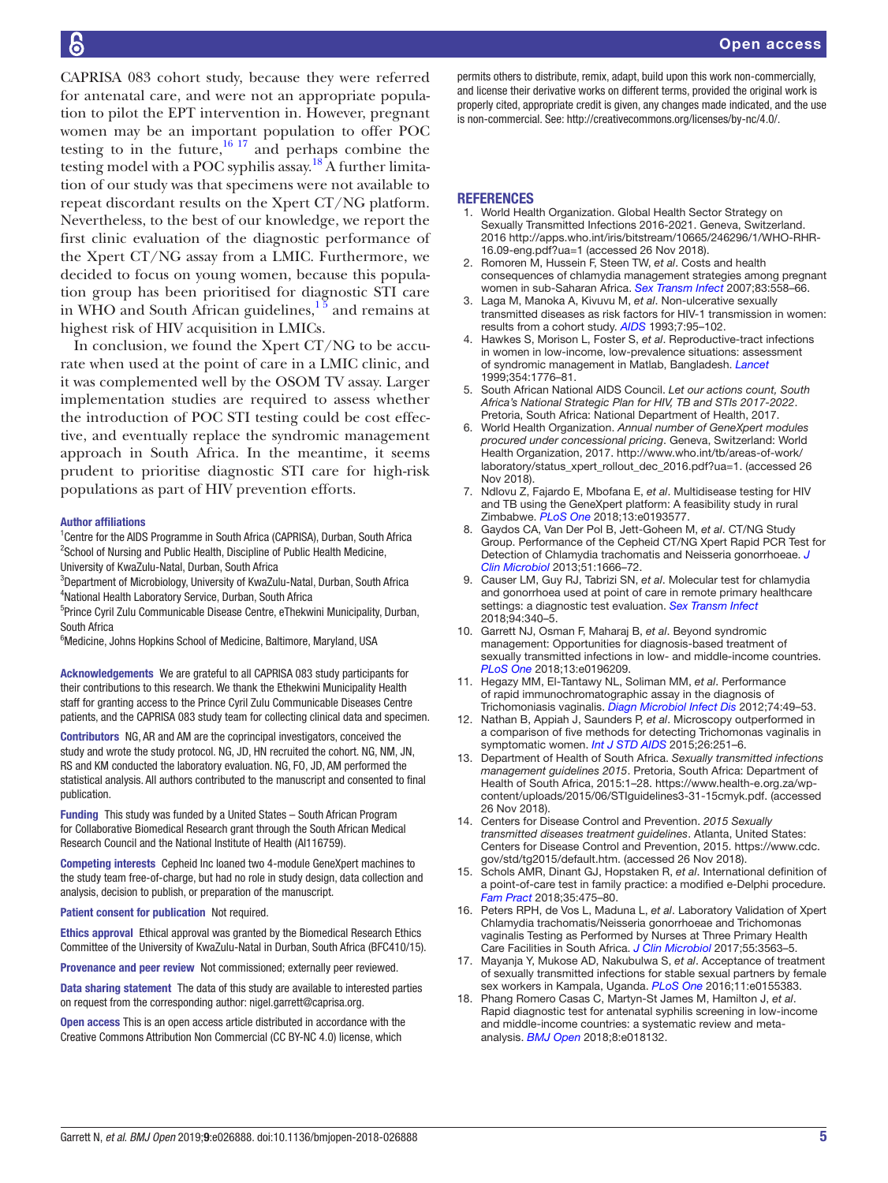CAPRISA 083 cohort study, because they were referred for antenatal care, and were not an appropriate population to pilot the EPT intervention in. However, pregnant women may be an important population to offer POC testing to in the future,[16 17] and perhaps combine the testing model with a POC syphilis assay.[18] A further limitation of our study was that specimens were not available to repeat discordant results on the Xpert CT/NG platform. Nevertheless, to the best of our knowledge, we report the first clinic evaluation of the diagnostic performance of the Xpert CT/NG assay from a LMIC. Furthermore, we decided to focus on young women, because this population group has been prioritised for diagnostic STI care in WHO and South African guidelines,[1 5] and remains at highest risk of HIV acquisition in LMICs.

In conclusion, we found the Xpert CT/NG to be accurate when used at the point of care in a LMIC clinic, and it was complemented well by the OSOM TV assay. Larger implementation studies are required to assess whether the introduction of POC STI testing could be cost effective, and eventually replace the syndromic management approach in South Africa. In the meantime, it seems prudent to prioritise diagnostic STI care for high-risk populations as part of HIV prevention efforts.

**Author affiliations**

[1]Centre for the AIDS Programme in South Africa (CAPRISA), Durban, South Africa
[2]School of Nursing and Public Health, Discipline of Public Health Medicine, University of KwaZulu-Natal, Durban, South Africa
[3]Department of Microbiology, University of KwaZulu-Natal, Durban, South Africa
[4]National Health Laboratory Service, Durban, South Africa
[5]Prince Cyril Zulu Communicable Disease Centre, eThekwini Municipality, Durban, South Africa
[6]Medicine, Johns Hopkins School of Medicine, Baltimore, Maryland, USA

**Acknowledgements** We are grateful to all CAPRISA 083 study participants for their contributions to this research. We thank the Ethekwini Municipality Health staff for granting access to the Prince Cyril Zulu Communicable Diseases Centre patients, and the CAPRISA 083 study team for collecting clinical data and specimen.

**Contributors** NG, AR and AM are the coprincipal investigators, conceived the study and wrote the study protocol. NG, JD, HN recruited the cohort. NG, NM, JN, RS and KM conducted the laboratory evaluation. NG, FO, JD, AM performed the statistical analysis. All authors contributed to the manuscript and consented to final publication.

**Funding** This study was funded by a United States – South African Program for Collaborative Biomedical Research grant through the South African Medical Research Council and the National Institute of Health (AI116759).

**Competing interests** Cepheid Inc loaned two 4-module GeneXpert machines to the study team free-of-charge, but had no role in study design, data collection and analysis, decision to publish, or preparation of the manuscript.

**Patient consent for publication** Not required.

**Ethics approval** Ethical approval was granted by the Biomedical Research Ethics Committee of the University of KwaZulu-Natal in Durban, South Africa (BFC410/15).

**Provenance and peer review** Not commissioned; externally peer reviewed.

**Data sharing statement** The data of this study are available to interested parties on request from the corresponding author: nigel.garrett@caprisa.org.

**Open access** This is an open access article distributed in accordance with the Creative Commons Attribution Non Commercial (CC BY-NC 4.0) license, which permits others to distribute, remix, adapt, build upon this work non-commercially, and license their derivative works on different terms, provided the original work is properly cited, appropriate credit is given, any changes made indicated, and the use is non-commercial. See: http://creativecommons.org/licenses/by-nc/4.0/.

## REFERENCES

1. World Health Organization. Global Health Sector Strategy on Sexually Transmitted Infections 2016-2021. Geneva, Switzerland. 2016 http://apps.who.int/iris/bitstream/10665/246296/1/WHO-RHR-16.09-eng.pdf?ua=1 (accessed 26 Nov 2018).
2. Romoren M, Hussein F, Steen TW, *et al*. Costs and health consequences of chlamydia management strategies among pregnant women in sub-Saharan Africa. *Sex Transm Infect* 2007;83:558–66.
3. Laga M, Manoka A, Kivuvu M, *et al*. Non-ulcerative sexually transmitted diseases as risk factors for HIV-1 transmission in women: results from a cohort study. *AIDS* 1993;7:95–102.
4. Hawkes S, Morison L, Foster S, *et al*. Reproductive-tract infections in women in low-income, low-prevalence situations: assessment of syndromic management in Matlab, Bangladesh. *Lancet* 1999;354:1776–81.
5. South African National AIDS Council. *Let our actions count, South Africa's National Strategic Plan for HIV, TB and STIs 2017-2022*. Pretoria, South Africa: National Department of Health, 2017.
6. World Health Organization. *Annual number of GeneXpert modules procured under concessional pricing*. Geneva, Switzerland: World Health Organization, 2017. http://www.who.int/tb/areas-of-work/laboratory/status_xpert_rollout_dec_2016.pdf?ua=1. (accessed 26 Nov 2018).
7. Ndlovu Z, Fajardo E, Mbofana E, *et al*. Multidisease testing for HIV and TB using the GeneXpert platform: A feasibility study in rural Zimbabwe. *PLoS One* 2018;13:e0193577.
8. Gaydos CA, Van Der Pol B, Jett-Goheen M, *et al*. CT/NG Study Group. Performance of the Cepheid CT/NG Xpert Rapid PCR Test for Detection of Chlamydia trachomatis and Neisseria gonorrhoeae. *J Clin Microbiol* 2013;51:1666–72.
9. Causer LM, Guy RJ, Tabrizi SN, *et al*. Molecular test for chlamydia and gonorrhoea used at point of care in remote primary healthcare settings: a diagnostic test evaluation. *Sex Transm Infect* 2018;94:340–5.
10. Garrett NJ, Osman F, Maharaj B, *et al*. Beyond syndromic management: Opportunities for diagnosis-based treatment of sexually transmitted infections in low- and middle-income countries. *PLoS One* 2018;13:e0196209.
11. Hegazy MM, El-Tantawy NL, Soliman MM, *et al*. Performance of rapid immunochromatographic assay in the diagnosis of Trichomoniasis vaginalis. *Diagn Microbiol Infect Dis* 2012;74:49–53.
12. Nathan B, Appiah J, Saunders P, *et al*. Microscopy outperformed in a comparison of five methods for detecting Trichomonas vaginalis in symptomatic women. *Int J STD AIDS* 2015;26:251–6.
13. Department of Health of South Africa. *Sexually transmitted infections management guidelines 2015*. Pretoria, South Africa: Department of Health of South Africa, 2015:1–28. https://www.health-e.org.za/wp-content/uploads/2015/06/STIguidelines3-31-15cmyk.pdf. (accessed 26 Nov 2018).
14. Centers for Disease Control and Prevention. *2015 Sexually transmitted diseases treatment guidelines*. Atlanta, United States: Centers for Disease Control and Prevention, 2015. https://www.cdc.gov/std/tg2015/default.htm. (accessed 26 Nov 2018).
15. Schols AMR, Dinant GJ, Hopstaken R, *et al*. International definition of a point-of-care test in family practice: a modified e-Delphi procedure. *Fam Pract* 2018;35:475–80.
16. Peters RPH, de Vos L, Maduna L, *et al*. Laboratory Validation of Xpert Chlamydia trachomatis/Neisseria gonorrhoeae and Trichomonas vaginalis Testing as Performed by Nurses at Three Primary Health Care Facilities in South Africa. *J Clin Microbiol* 2017;55:3563–5.
17. Mayanja Y, Mukose AD, Nakubulwa S, *et al*. Acceptance of treatment of sexually transmitted infections for stable sexual partners by female sex workers in Kampala, Uganda. *PLoS One* 2016;11:e0155383.
18. Phang Romero Casas C, Martyn-St James M, Hamilton J, *et al*. Rapid diagnostic test for antenatal syphilis screening in low-income and middle-income countries: a systematic review and meta-analysis. *BMJ Open* 2018;8:e018132.